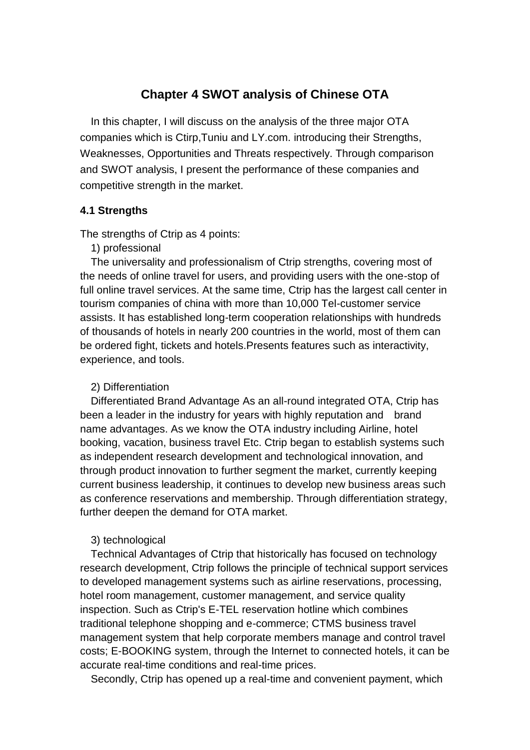# Chapter 4 SWOT analysis of Chinese OTA

In this chapter, I will discuss on the analysis of the three major OTA companies which is Ctirp,Tuniu and LY.com. introducing their Strengths, Weaknesses, Opportunities and Threats respectively. Through comparison and SWOT analysis, I present the performance of these companies and competitive strength in the market.

### 4.1 Strengths

The strengths of Ctrip as 4 points:

1) professional

The universality and professionalism of Ctrip strengths, covering most of the needs of online travel for users, and providing users with the one-stop of full online travel services. At the same time, Ctrip has the largest call center in tourism companies of china with more than 10,000 Tel-customer service assists. It has established long-term cooperation relationships with hundreds of thousands of hotels in nearly 200 countries in the world, most of them can be ordered fight, tickets and hotels.Presents features such as interactivity, experience, and tools.

2) Differentiation

Differentiated Brand Advantage As an all-round integrated OTA, Ctrip has been a leader in the industry for years with highly reputation and brand name advantages. As we know the OTA industry including Airline, hotel booking, vacation, business travel Etc. Ctrip began to establish systems such as independent research development and technological innovation, and through product innovation to further segment the market, currently keeping current business leadership, it continues to develop new business areas such as conference reservations and membership. Through differentiation strategy, further deepen the demand for OTA market.

3) technological

Technical Advantages of Ctrip that historically has focused on technology research development, Ctrip follows the principle of technical support services to developed management systems such as airline reservations, processing, hotel room management, customer management, and service quality inspection. Such as Ctrip's E-TEL reservation hotline which combines traditional telephone shopping and e-commerce; CTMS business travel management system that help corporate members manage and control travel costs; E-BOOKING system, through the Internet to connected hotels, it can be accurate real-time conditions and real-time prices.

Secondly, Ctrip has opened up a real-time and convenient payment, which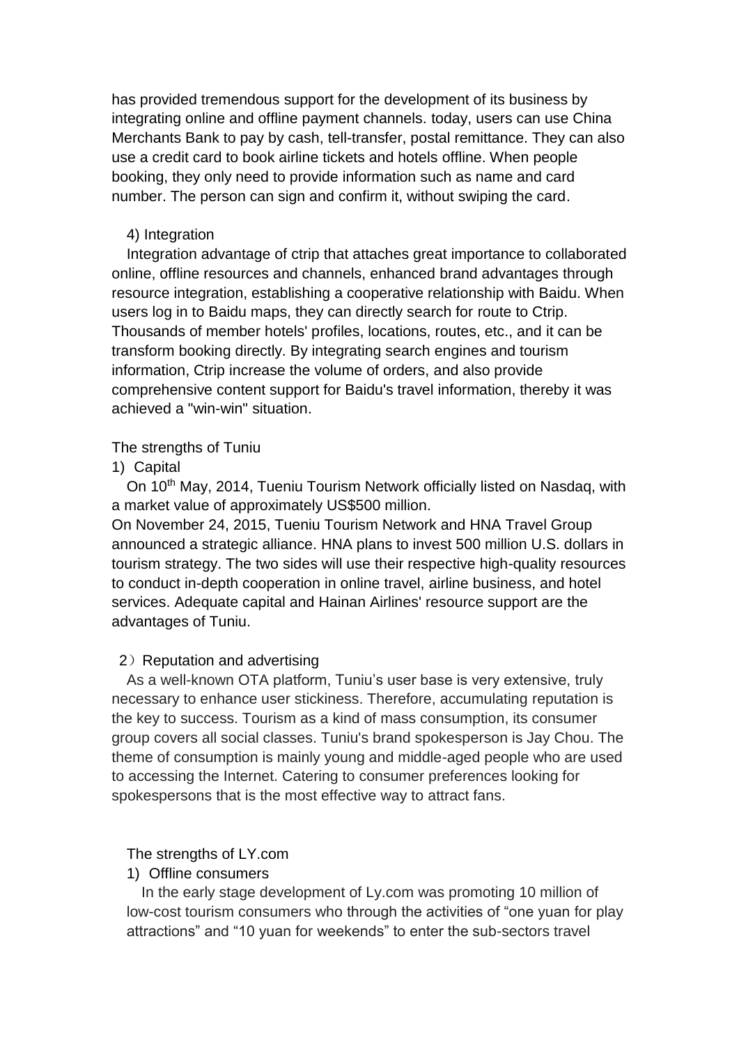has provided tremendous support for the development of its business by integrating online and offline payment channels. today, users can use China Merchants Bank to pay by cash, tell-transfer, postal remittance. They can also use a credit card to book airline tickets and hotels offline. When people booking, they only need to provide information such as name and card number. The person can sign and confirm it, without swiping the card.

4) Integration

Integration advantage of ctrip that attaches great importance to collaborated online, offline resources and channels, enhanced brand advantages through resource integration, establishing a cooperative relationship with Baidu. When users log in to Baidu maps, they can directly search for route to Ctrip. Thousands of member hotels' profiles, locations, routes, etc., and it can be transform booking directly. By integrating search engines and tourism information, Ctrip increase the volume of orders, and also provide comprehensive content support for Baidu's travel information, thereby it was achieved a "win-win" situation.

The strengths of Tuniu

1) Capital

On 10th May, 2014, Tueniu Tourism Network officially listed on Nasdaq, with a market value of approximately US$500 million.

On November 24, 2015, Tueniu Tourism Network and HNA Travel Group announced a strategic alliance. HNA plans to invest 500 million U.S. dollars in tourism strategy. The two sides will use their respective high-quality resources to conduct in-depth cooperation in online travel, airline business, and hotel services. Adequate capital and Hainan Airlines' resource support are the advantages of Tuniu.

2）Reputation and advertising

As a well-known OTA platform, Tuniu's user base is very extensive, truly necessary to enhance user stickiness. Therefore, accumulating reputation is the key to success. Tourism as a kind of mass consumption, its consumer group covers all social classes. Tuniu's brand spokesperson is Jay Chou. The theme of consumption is mainly young and middle-aged people who are used to accessing the Internet. Catering to consumer preferences looking for spokespersons that is the most effective way to attract fans.

The strengths of LY.com

1) Offline consumers

In the early stage development of Ly.com was promoting 10 million of low-cost tourism consumers who through the activities of "one yuan for play attractions" and "10 yuan for weekends" to enter the sub-sectors travel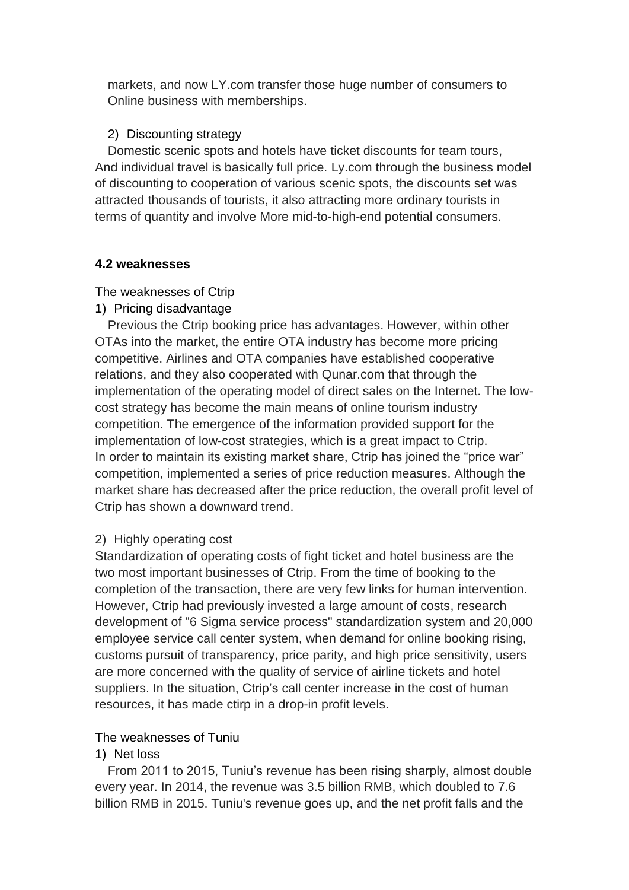markets, and now LY.com transfer those huge number of consumers to Online business with memberships.

2) Discounting strategy

Domestic scenic spots and hotels have ticket discounts for team tours, And individual travel is basically full price. Ly.com through the business model of discounting to cooperation of various scenic spots, the discounts set was attracted thousands of tourists, it also attracting more ordinary tourists in terms of quantity and involve More mid-to-high-end potential consumers.

**4.2 weaknesses**

The weaknesses of Ctrip

1) Pricing disadvantage

Previous the Ctrip booking price has advantages. However, within other OTAs into the market, the entire OTA industry has become more pricing competitive. Airlines and OTA companies have established cooperative relations, and they also cooperated with Qunar.com that through the implementation of the operating model of direct sales on the Internet. The low-cost strategy has become the main means of online tourism industry competition. The emergence of the information provided support for the implementation of low-cost strategies, which is a great impact to Ctrip. In order to maintain its existing market share, Ctrip has joined the "price war" competition, implemented a series of price reduction measures. Although the market share has decreased after the price reduction, the overall profit level of Ctrip has shown a downward trend.

2) Highly operating cost

Standardization of operating costs of fight ticket and hotel business are the two most important businesses of Ctrip. From the time of booking to the completion of the transaction, there are very few links for human intervention. However, Ctrip had previously invested a large amount of costs, research development of "6 Sigma service process" standardization system and 20,000 employee service call center system, when demand for online booking rising, customs pursuit of transparency, price parity, and high price sensitivity, users are more concerned with the quality of service of airline tickets and hotel suppliers. In the situation, Ctrip's call center increase in the cost of human resources, it has made ctirp in a drop-in profit levels.

The weaknesses of Tuniu

1) Net loss

From 2011 to 2015, Tuniu's revenue has been rising sharply, almost double every year. In 2014, the revenue was 3.5 billion RMB, which doubled to 7.6 billion RMB in 2015. Tuniu's revenue goes up, and the net profit falls and the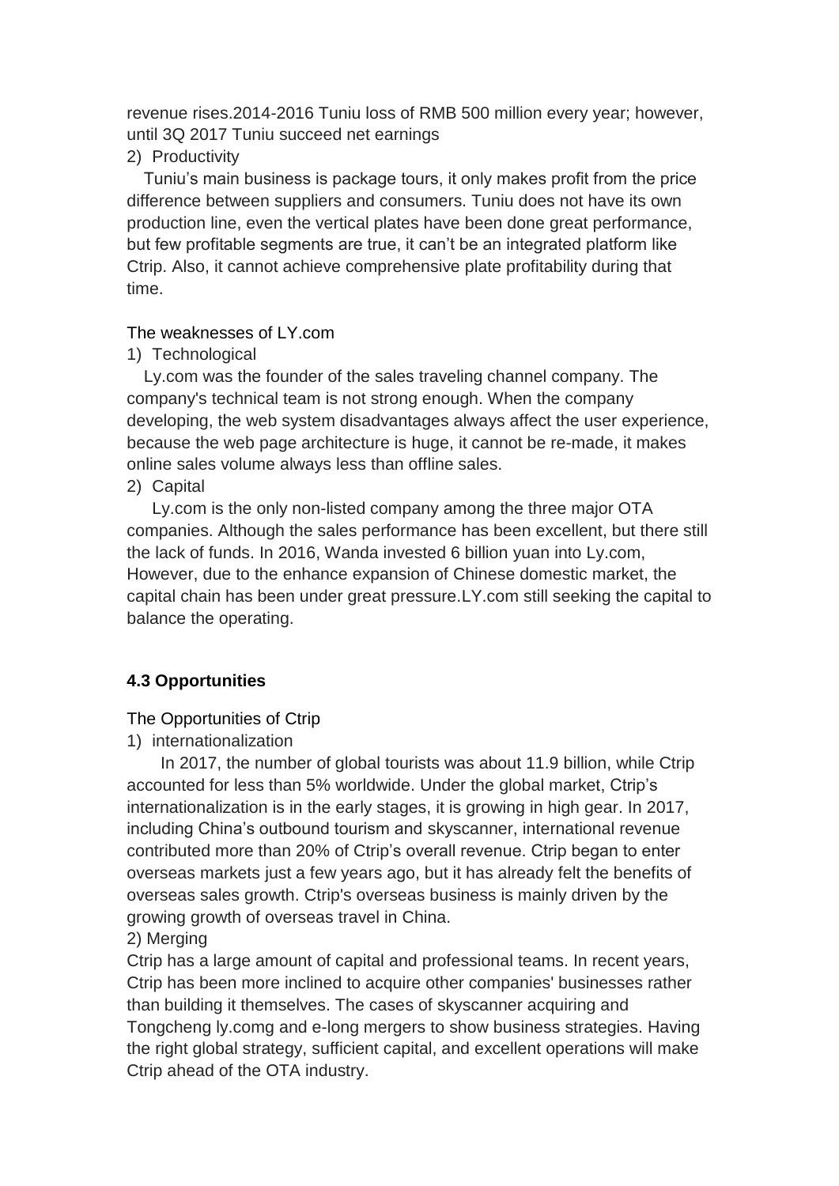revenue rises.2014-2016 Tuniu loss of RMB 500 million every year; however, until 3Q 2017 Tuniu succeed net earnings

2) Productivity

Tuniu's main business is package tours, it only makes profit from the price difference between suppliers and consumers. Tuniu does not have its own production line, even the vertical plates have been done great performance, but few profitable segments are true, it can't be an integrated platform like Ctrip. Also, it cannot achieve comprehensive plate profitability during that time.

The weaknesses of LY.com

1) Technological

Ly.com was the founder of the sales traveling channel company. The company's technical team is not strong enough. When the company developing, the web system disadvantages always affect the user experience, because the web page architecture is huge, it cannot be re-made, it makes online sales volume always less than offline sales.

2) Capital

Ly.com is the only non-listed company among the three major OTA companies. Although the sales performance has been excellent, but there still the lack of funds. In 2016, Wanda invested 6 billion yuan into Ly.com, However, due to the enhance expansion of Chinese domestic market, the capital chain has been under great pressure.LY.com still seeking the capital to balance the operating.

### 4.3 Opportunities

The Opportunities of Ctrip

1) internationalization

In 2017, the number of global tourists was about 11.9 billion, while Ctrip accounted for less than 5% worldwide. Under the global market, Ctrip's internationalization is in the early stages, it is growing in high gear. In 2017, including China's outbound tourism and skyscanner, international revenue contributed more than 20% of Ctrip's overall revenue. Ctrip began to enter overseas markets just a few years ago, but it has already felt the benefits of overseas sales growth. Ctrip's overseas business is mainly driven by the growing growth of overseas travel in China.

2) Merging

Ctrip has a large amount of capital and professional teams. In recent years, Ctrip has been more inclined to acquire other companies' businesses rather than building it themselves. The cases of skyscanner acquiring and Tongcheng ly.comg and e-long mergers to show business strategies. Having the right global strategy, sufficient capital, and excellent operations will make Ctrip ahead of the OTA industry.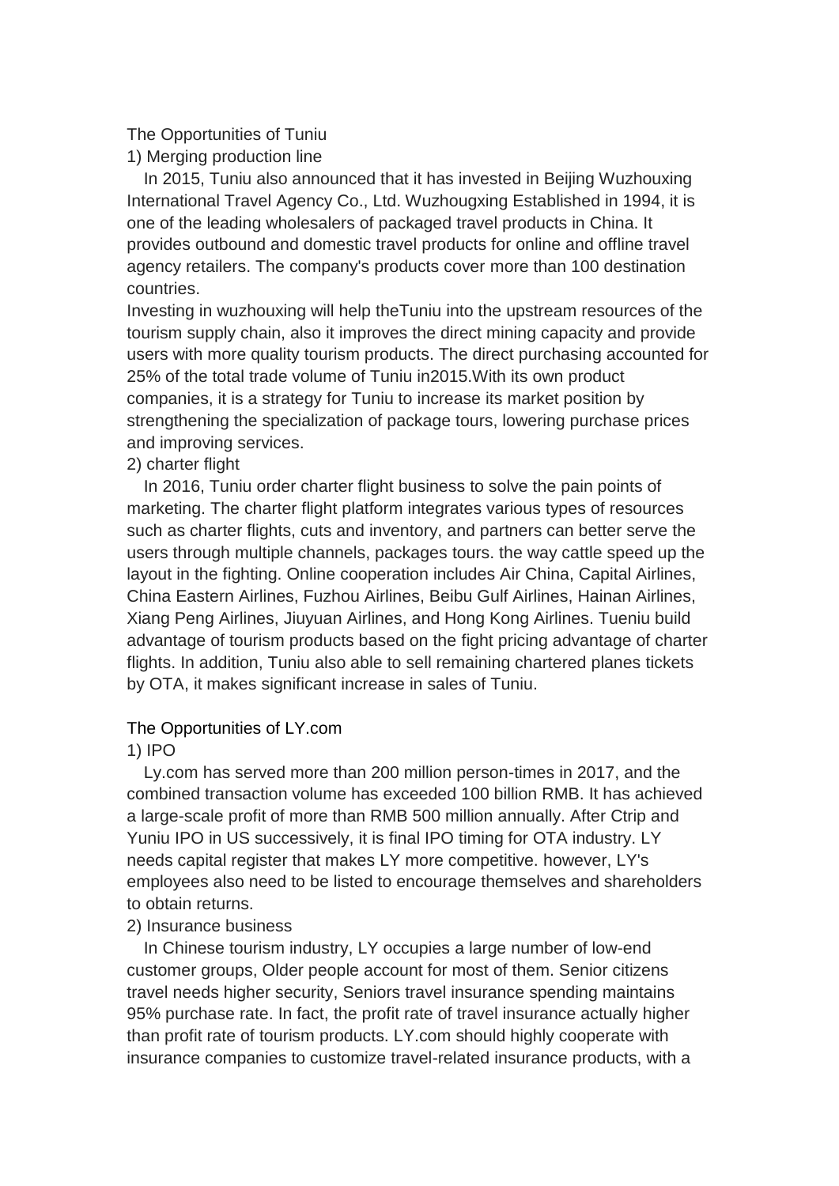The Opportunities of Tuniu

1) Merging production line

In 2015, Tuniu also announced that it has invested in Beijing Wuzhouxing International Travel Agency Co., Ltd. Wuzhougxing Established in 1994, it is one of the leading wholesalers of packaged travel products in China. It provides outbound and domestic travel products for online and offline travel agency retailers. The company's products cover more than 100 destination countries.

Investing in wuzhouxing will help theTuniu into the upstream resources of the tourism supply chain, also it improves the direct mining capacity and provide users with more quality tourism products. The direct purchasing accounted for 25% of the total trade volume of Tuniu in2015.With its own product companies, it is a strategy for Tuniu to increase its market position by strengthening the specialization of package tours, lowering purchase prices and improving services.

2) charter flight

In 2016, Tuniu order charter flight business to solve the pain points of marketing. The charter flight platform integrates various types of resources such as charter flights, cuts and inventory, and partners can better serve the users through multiple channels, packages tours. the way cattle speed up the layout in the fighting. Online cooperation includes Air China, Capital Airlines, China Eastern Airlines, Fuzhou Airlines, Beibu Gulf Airlines, Hainan Airlines, Xiang Peng Airlines, Jiuyuan Airlines, and Hong Kong Airlines. Tueniu build advantage of tourism products based on the fight pricing advantage of charter flights. In addition, Tuniu also able to sell remaining chartered planes tickets by OTA, it makes significant increase in sales of Tuniu.

The Opportunities of LY.com

1) IPO

Ly.com has served more than 200 million person-times in 2017, and the combined transaction volume has exceeded 100 billion RMB. It has achieved a large-scale profit of more than RMB 500 million annually. After Ctrip and Yuniu IPO in US successively, it is final IPO timing for OTA industry. LY needs capital register that makes LY more competitive. however, LY's employees also need to be listed to encourage themselves and shareholders to obtain returns.

2) Insurance business

In Chinese tourism industry, LY occupies a large number of low-end customer groups, Older people account for most of them. Senior citizens travel needs higher security, Seniors travel insurance spending maintains 95% purchase rate. In fact, the profit rate of travel insurance actually higher than profit rate of tourism products. LY.com should highly cooperate with insurance companies to customize travel-related insurance products, with a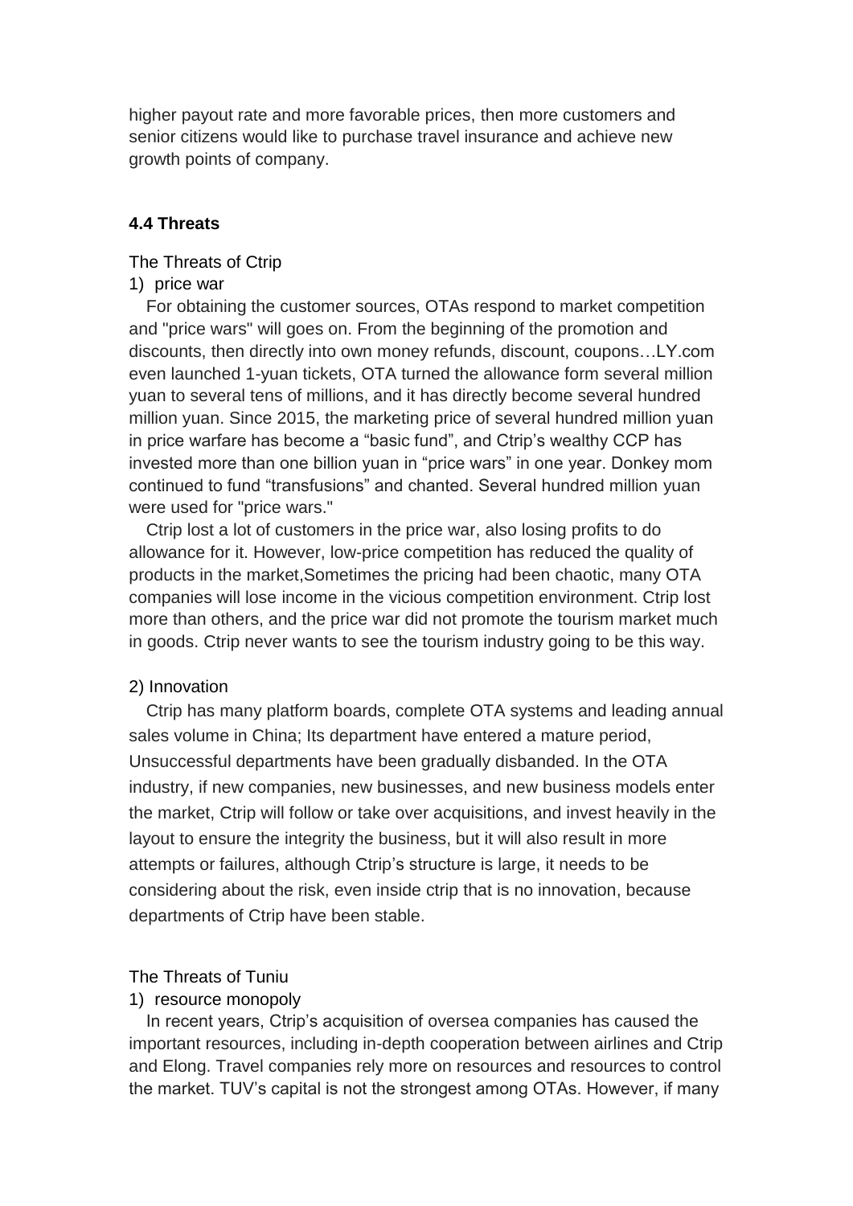higher payout rate and more favorable prices, then more customers and senior citizens would like to purchase travel insurance and achieve new growth points of company.

#### 4.4 Threats

The Threats of Ctrip

1) price war

For obtaining the customer sources, OTAs respond to market competition and "price wars" will goes on. From the beginning of the promotion and discounts, then directly into own money refunds, discount, coupons…LY.com even launched 1-yuan tickets, OTA turned the allowance form several million yuan to several tens of millions, and it has directly become several hundred million yuan. Since 2015, the marketing price of several hundred million yuan in price warfare has become a "basic fund", and Ctrip's wealthy CCP has invested more than one billion yuan in "price wars" in one year. Donkey mom continued to fund "transfusions" and chanted. Several hundred million yuan were used for "price wars."

Ctrip lost a lot of customers in the price war, also losing profits to do allowance for it. However, low-price competition has reduced the quality of products in the market,Sometimes the pricing had been chaotic, many OTA companies will lose income in the vicious competition environment. Ctrip lost more than others, and the price war did not promote the tourism market much in goods. Ctrip never wants to see the tourism industry going to be this way.

2) Innovation

Ctrip has many platform boards, complete OTA systems and leading annual sales volume in China; Its department have entered a mature period, Unsuccessful departments have been gradually disbanded. In the OTA industry, if new companies, new businesses, and new business models enter the market, Ctrip will follow or take over acquisitions, and invest heavily in the layout to ensure the integrity the business, but it will also result in more attempts or failures, although Ctrip's structure is large, it needs to be considering about the risk, even inside ctrip that is no innovation, because departments of Ctrip have been stable.

The Threats of Tuniu

1) resource monopoly

In recent years, Ctrip's acquisition of oversea companies has caused the important resources, including in-depth cooperation between airlines and Ctrip and Elong. Travel companies rely more on resources and resources to control the market. TUV's capital is not the strongest among OTAs. However, if many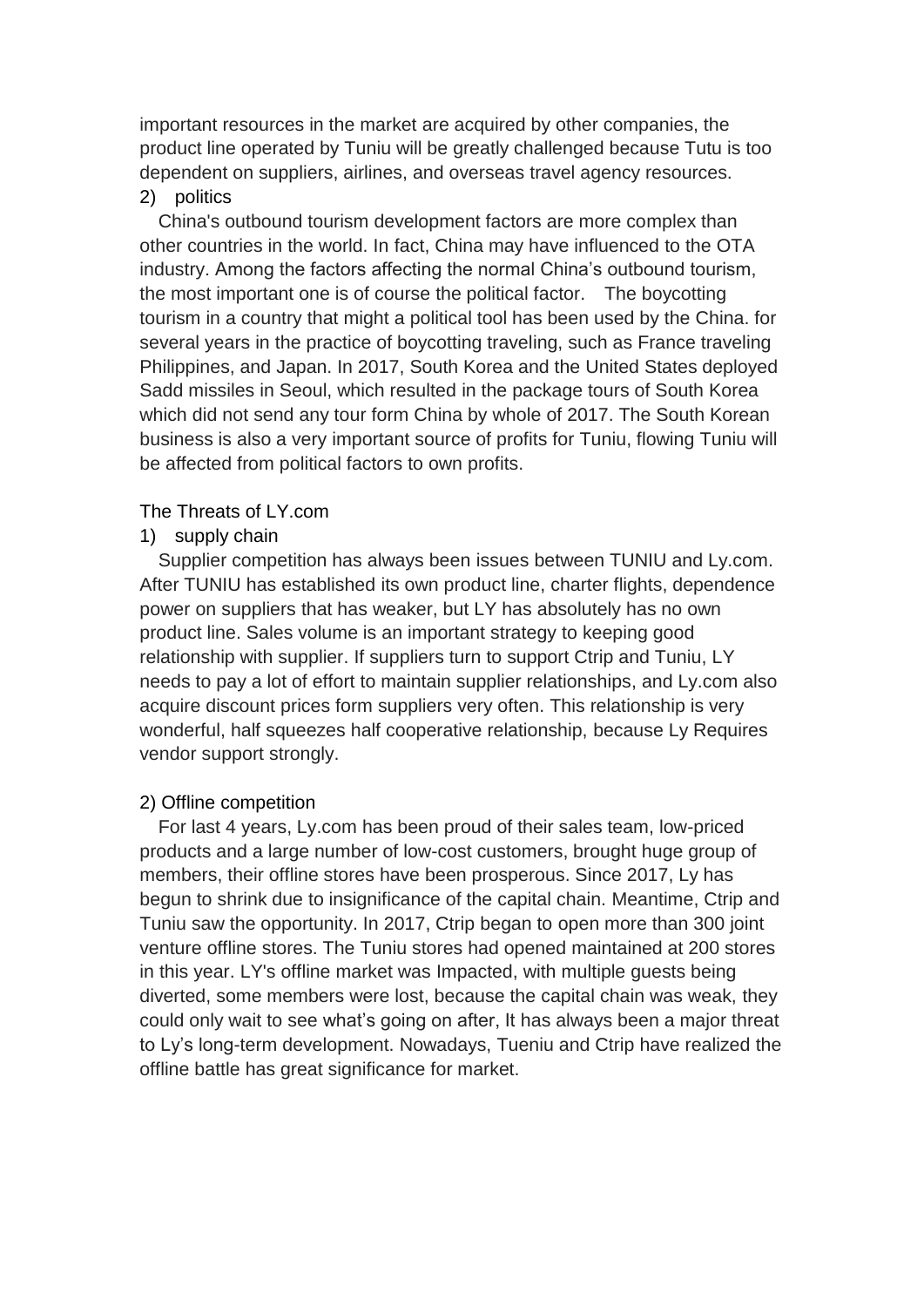important resources in the market are acquired by other companies, the product line operated by Tuniu will be greatly challenged because Tutu is too dependent on suppliers, airlines, and overseas travel agency resources.

2) politics

China's outbound tourism development factors are more complex than other countries in the world. In fact, China may have influenced to the OTA industry. Among the factors affecting the normal China's outbound tourism, the most important one is of course the political factor. The boycotting tourism in a country that might a political tool has been used by the China. for several years in the practice of boycotting traveling, such as France traveling Philippines, and Japan. In 2017, South Korea and the United States deployed Sadd missiles in Seoul, which resulted in the package tours of South Korea which did not send any tour form China by whole of 2017. The South Korean business is also a very important source of profits for Tuniu, flowing Tuniu will be affected from political factors to own profits.

The Threats of LY.com

1) supply chain

Supplier competition has always been issues between TUNIU and Ly.com. After TUNIU has established its own product line, charter flights, dependence power on suppliers that has weaker, but LY has absolutely has no own product line. Sales volume is an important strategy to keeping good relationship with supplier. If suppliers turn to support Ctrip and Tuniu, LY needs to pay a lot of effort to maintain supplier relationships, and Ly.com also acquire discount prices form suppliers very often. This relationship is very wonderful, half squeezes half cooperative relationship, because Ly Requires vendor support strongly.

2) Offline competition

For last 4 years, Ly.com has been proud of their sales team, low-priced products and a large number of low-cost customers, brought huge group of members, their offline stores have been prosperous. Since 2017, Ly has begun to shrink due to insignificance of the capital chain. Meantime, Ctrip and Tuniu saw the opportunity. In 2017, Ctrip began to open more than 300 joint venture offline stores. The Tuniu stores had opened maintained at 200 stores in this year. LY's offline market was Impacted, with multiple guests being diverted, some members were lost, because the capital chain was weak, they could only wait to see what's going on after, It has always been a major threat to Ly's long-term development. Nowadays, Tueniu and Ctrip have realized the offline battle has great significance for market.